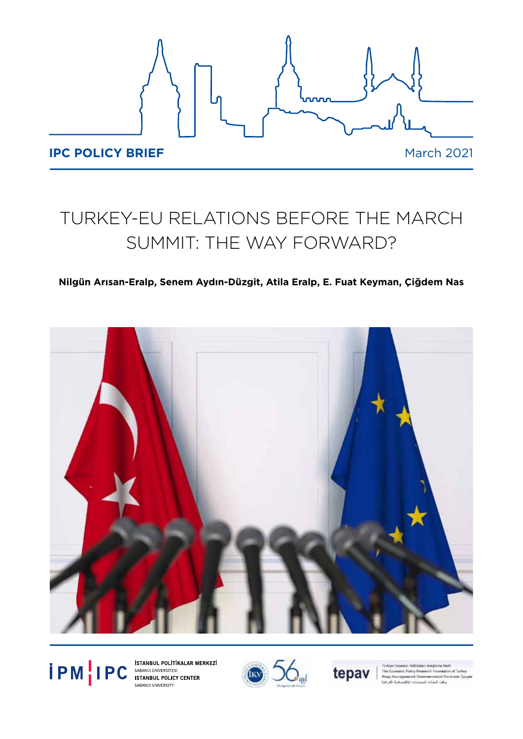**IPC POLICY BRIEF**

March 2021

# TURKEY-EU RELATIONS BEFORE THE MARCH SUMMIT: THE WAY FORWARD?

**Nilgün Arısan-Eralp, Senem Aydın-Düzgit, Atila Eralp, E. Fuat Keyman, Çiğdem Nas**

İPM | IPC İSTANBUL POLİTİKALAR MERKEZİ SABANCI ÜNİVERSİTESİ ISTANBUL POLICY CENTER SABANCI UNIVERSITY

İKV 56 yıl

tepav Türkiye Ekonomi Politikaları Araştırma Vakfı The Economic Policy Research Foundation of Turkey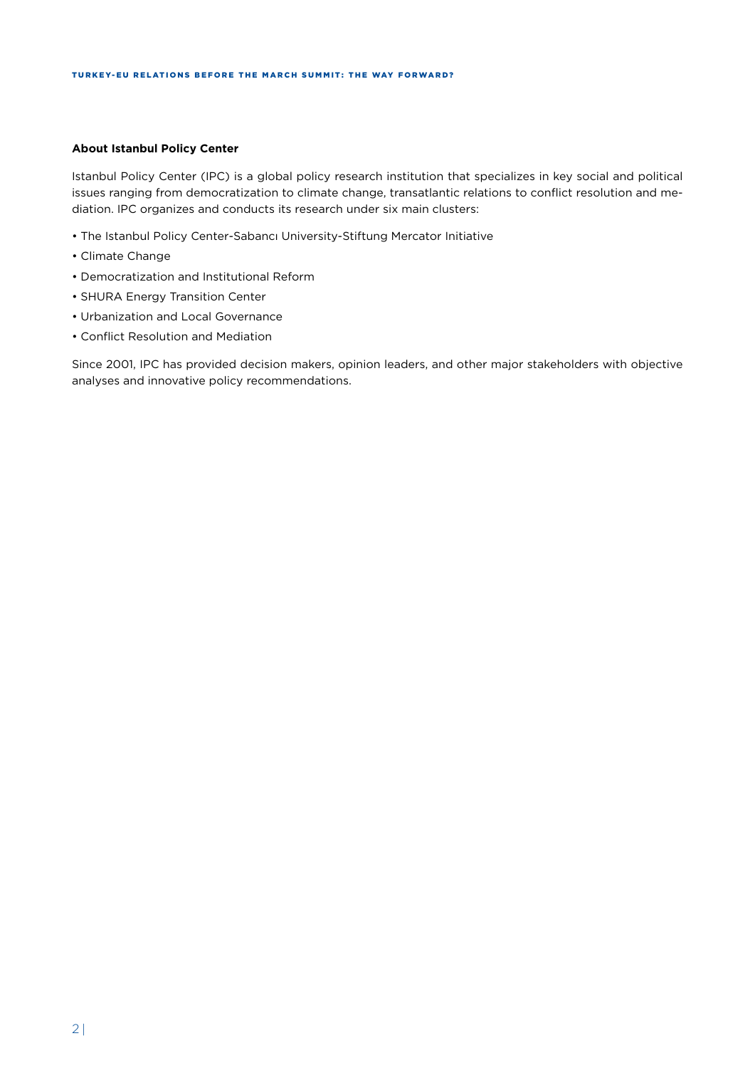### About Istanbul Policy Center

Istanbul Policy Center (IPC) is a global policy research institution that specializes in key social and political issues ranging from democratization to climate change, transatlantic relations to conflict resolution and mediation. IPC organizes and conducts its research under six main clusters:

- The Istanbul Policy Center-Sabancı University-Stiftung Mercator Initiative
- Climate Change
- Democratization and Institutional Reform
- SHURA Energy Transition Center
- Urbanization and Local Governance
- Conflict Resolution and Mediation

Since 2001, IPC has provided decision makers, opinion leaders, and other major stakeholders with objective analyses and innovative policy recommendations.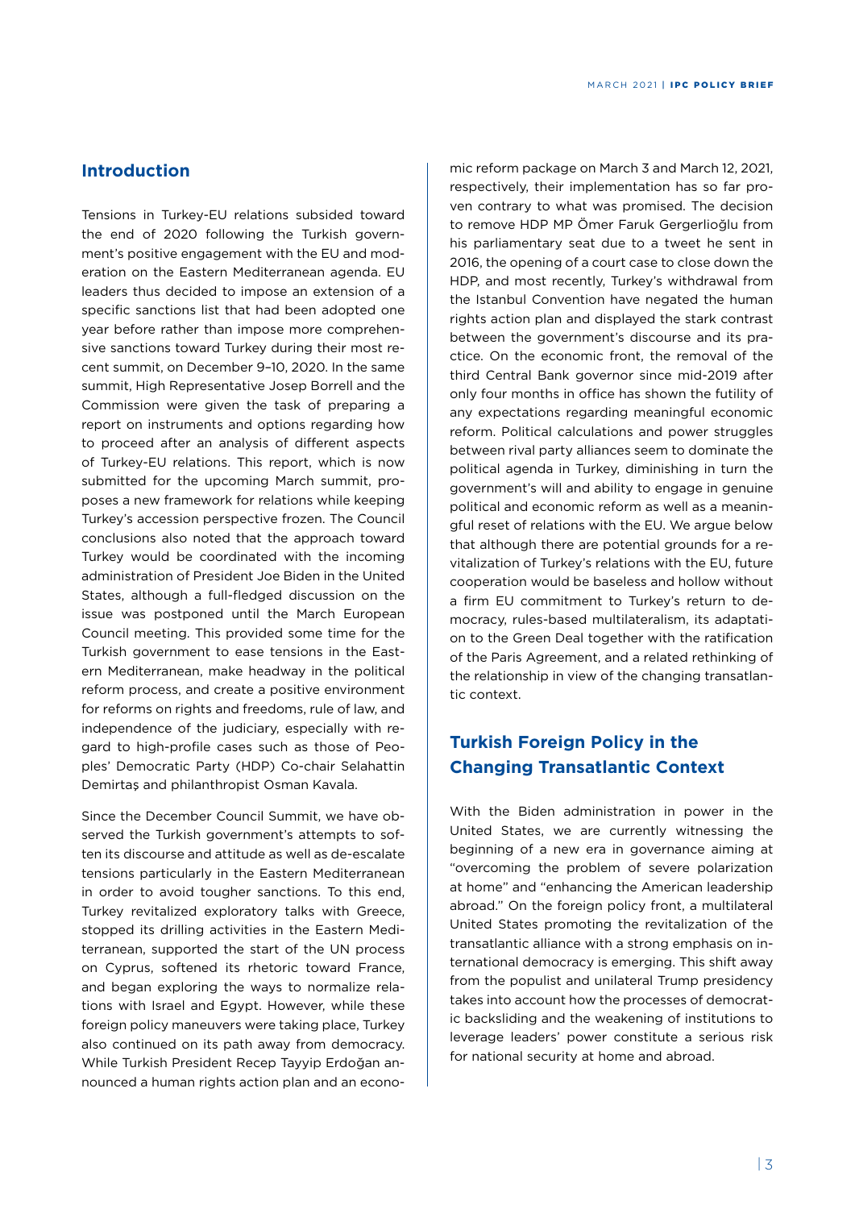## Introduction

Tensions in Turkey-EU relations subsided toward the end of 2020 following the Turkish government's positive engagement with the EU and moderation on the Eastern Mediterranean agenda. EU leaders thus decided to impose an extension of a specific sanctions list that had been adopted one year before rather than impose more comprehensive sanctions toward Turkey during their most recent summit, on December 9–10, 2020. In the same summit, High Representative Josep Borrell and the Commission were given the task of preparing a report on instruments and options regarding how to proceed after an analysis of different aspects of Turkey-EU relations. This report, which is now submitted for the upcoming March summit, proposes a new framework for relations while keeping Turkey's accession perspective frozen. The Council conclusions also noted that the approach toward Turkey would be coordinated with the incoming administration of President Joe Biden in the United States, although a full-fledged discussion on the issue was postponed until the March European Council meeting. This provided some time for the Turkish government to ease tensions in the Eastern Mediterranean, make headway in the political reform process, and create a positive environment for reforms on rights and freedoms, rule of law, and independence of the judiciary, especially with regard to high-profile cases such as those of Peoples' Democratic Party (HDP) Co-chair Selahattin Demirtaş and philanthropist Osman Kavala.

Since the December Council Summit, we have observed the Turkish government's attempts to soften its discourse and attitude as well as de-escalate tensions particularly in the Eastern Mediterranean in order to avoid tougher sanctions. To this end, Turkey revitalized exploratory talks with Greece, stopped its drilling activities in the Eastern Mediterranean, supported the start of the UN process on Cyprus, softened its rhetoric toward France, and began exploring the ways to normalize relations with Israel and Egypt. However, while these foreign policy maneuvers were taking place, Turkey also continued on its path away from democracy. While Turkish President Recep Tayyip Erdoğan announced a human rights action plan and an economic reform package on March 3 and March 12, 2021, respectively, their implementation has so far proven contrary to what was promised. The decision to remove HDP MP Ömer Faruk Gergerlioğlu from his parliamentary seat due to a tweet he sent in 2016, the opening of a court case to close down the HDP, and most recently, Turkey's withdrawal from the Istanbul Convention have negated the human rights action plan and displayed the stark contrast between the government's discourse and its practice. On the economic front, the removal of the third Central Bank governor since mid-2019 after only four months in office has shown the futility of any expectations regarding meaningful economic reform. Political calculations and power struggles between rival party alliances seem to dominate the political agenda in Turkey, diminishing in turn the government's will and ability to engage in genuine political and economic reform as well as a meaningful reset of relations with the EU. We argue below that although there are potential grounds for a revitalization of Turkey's relations with the EU, future cooperation would be baseless and hollow without a firm EU commitment to Turkey's return to democracy, rules-based multilateralism, its adaptation to the Green Deal together with the ratification of the Paris Agreement, and a related rethinking of the relationship in view of the changing transatlantic context.

## Turkish Foreign Policy in the Changing Transatlantic Context

With the Biden administration in power in the United States, we are currently witnessing the beginning of a new era in governance aiming at "overcoming the problem of severe polarization at home" and "enhancing the American leadership abroad." On the foreign policy front, a multilateral United States promoting the revitalization of the transatlantic alliance with a strong emphasis on international democracy is emerging. This shift away from the populist and unilateral Trump presidency takes into account how the processes of democratic backsliding and the weakening of institutions to leverage leaders' power constitute a serious risk for national security at home and abroad.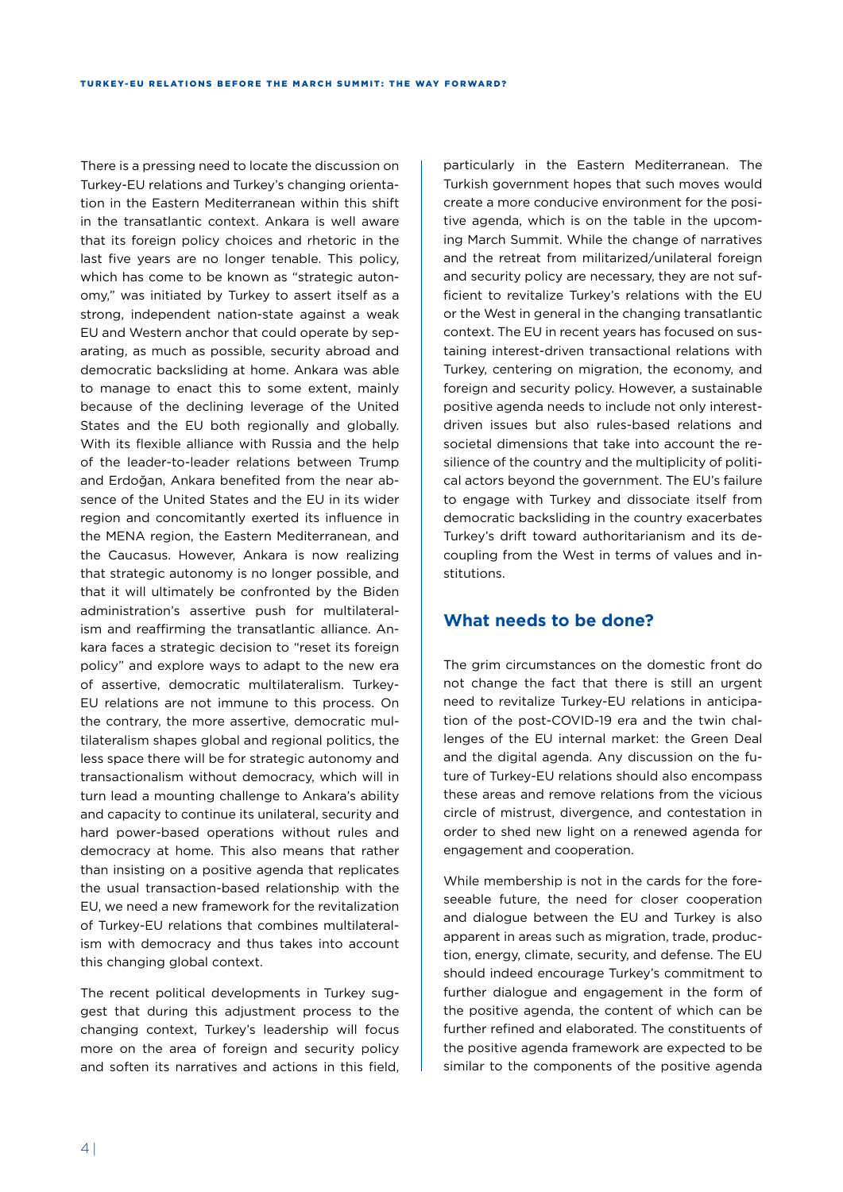There is a pressing need to locate the discussion on Turkey-EU relations and Turkey's changing orientation in the Eastern Mediterranean within this shift in the transatlantic context. Ankara is well aware that its foreign policy choices and rhetoric in the last five years are no longer tenable. This policy, which has come to be known as "strategic autonomy," was initiated by Turkey to assert itself as a strong, independent nation-state against a weak EU and Western anchor that could operate by separating, as much as possible, security abroad and democratic backsliding at home. Ankara was able to manage to enact this to some extent, mainly because of the declining leverage of the United States and the EU both regionally and globally. With its flexible alliance with Russia and the help of the leader-to-leader relations between Trump and Erdoğan, Ankara benefited from the near absence of the United States and the EU in its wider region and concomitantly exerted its influence in the MENA region, the Eastern Mediterranean, and the Caucasus. However, Ankara is now realizing that strategic autonomy is no longer possible, and that it will ultimately be confronted by the Biden administration's assertive push for multilateralism and reaffirming the transatlantic alliance. Ankara faces a strategic decision to "reset its foreign policy" and explore ways to adapt to the new era of assertive, democratic multilateralism. Turkey-EU relations are not immune to this process. On the contrary, the more assertive, democratic multilateralism shapes global and regional politics, the less space there will be for strategic autonomy and transactionalism without democracy, which will in turn lead a mounting challenge to Ankara's ability and capacity to continue its unilateral, security and hard power-based operations without rules and democracy at home. This also means that rather than insisting on a positive agenda that replicates the usual transaction-based relationship with the EU, we need a new framework for the revitalization of Turkey-EU relations that combines multilateralism with democracy and thus takes into account this changing global context.

The recent political developments in Turkey suggest that during this adjustment process to the changing context, Turkey's leadership will focus more on the area of foreign and security policy and soften its narratives and actions in this field, particularly in the Eastern Mediterranean. The Turkish government hopes that such moves would create a more conducive environment for the positive agenda, which is on the table in the upcoming March Summit. While the change of narratives and the retreat from militarized/unilateral foreign and security policy are necessary, they are not sufficient to revitalize Turkey's relations with the EU or the West in general in the changing transatlantic context. The EU in recent years has focused on sustaining interest-driven transactional relations with Turkey, centering on migration, the economy, and foreign and security policy. However, a sustainable positive agenda needs to include not only interest-driven issues but also rules-based relations and societal dimensions that take into account the resilience of the country and the multiplicity of political actors beyond the government. The EU's failure to engage with Turkey and dissociate itself from democratic backsliding in the country exacerbates Turkey's drift toward authoritarianism and its decoupling from the West in terms of values and institutions.

## What needs to be done?

The grim circumstances on the domestic front do not change the fact that there is still an urgent need to revitalize Turkey-EU relations in anticipation of the post-COVID-19 era and the twin challenges of the EU internal market: the Green Deal and the digital agenda. Any discussion on the future of Turkey-EU relations should also encompass these areas and remove relations from the vicious circle of mistrust, divergence, and contestation in order to shed new light on a renewed agenda for engagement and cooperation.

While membership is not in the cards for the foreseeable future, the need for closer cooperation and dialogue between the EU and Turkey is also apparent in areas such as migration, trade, production, energy, climate, security, and defense. The EU should indeed encourage Turkey's commitment to further dialogue and engagement in the form of the positive agenda, the content of which can be further refined and elaborated. The constituents of the positive agenda framework are expected to be similar to the components of the positive agenda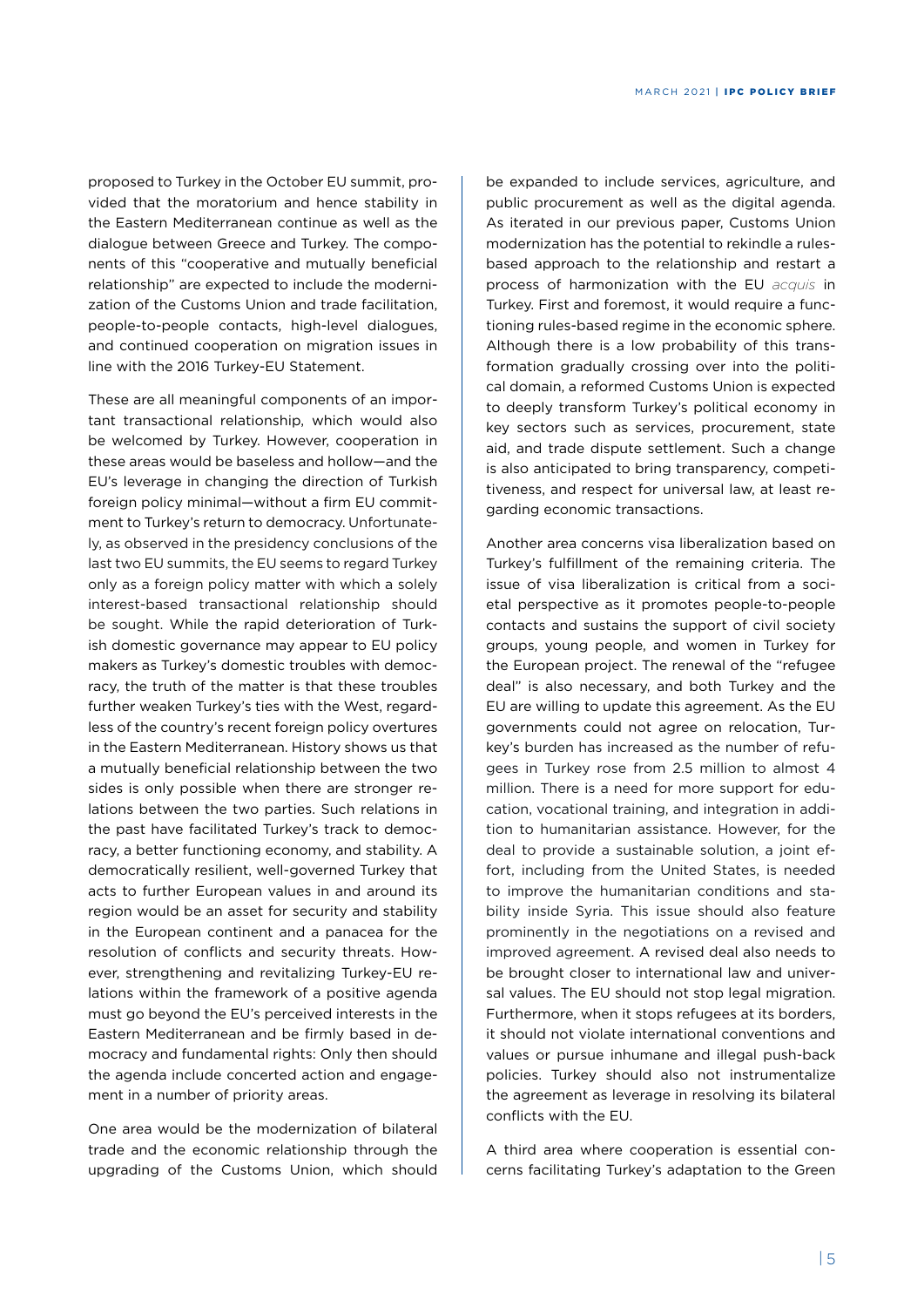proposed to Turkey in the October EU summit, provided that the moratorium and hence stability in the Eastern Mediterranean continue as well as the dialogue between Greece and Turkey. The components of this "cooperative and mutually beneficial relationship" are expected to include the modernization of the Customs Union and trade facilitation, people-to-people contacts, high-level dialogues, and continued cooperation on migration issues in line with the 2016 Turkey-EU Statement.

These are all meaningful components of an important transactional relationship, which would also be welcomed by Turkey. However, cooperation in these areas would be baseless and hollow—and the EU's leverage in changing the direction of Turkish foreign policy minimal—without a firm EU commitment to Turkey's return to democracy. Unfortunately, as observed in the presidency conclusions of the last two EU summits, the EU seems to regard Turkey only as a foreign policy matter with which a solely interest-based transactional relationship should be sought. While the rapid deterioration of Turkish domestic governance may appear to EU policy makers as Turkey's domestic troubles with democracy, the truth of the matter is that these troubles further weaken Turkey's ties with the West, regardless of the country's recent foreign policy overtures in the Eastern Mediterranean. History shows us that a mutually beneficial relationship between the two sides is only possible when there are stronger relations between the two parties. Such relations in the past have facilitated Turkey's track to democracy, a better functioning economy, and stability. A democratically resilient, well-governed Turkey that acts to further European values in and around its region would be an asset for security and stability in the European continent and a panacea for the resolution of conflicts and security threats. However, strengthening and revitalizing Turkey-EU relations within the framework of a positive agenda must go beyond the EU's perceived interests in the Eastern Mediterranean and be firmly based in democracy and fundamental rights: Only then should the agenda include concerted action and engagement in a number of priority areas.

One area would be the modernization of bilateral trade and the economic relationship through the upgrading of the Customs Union, which should be expanded to include services, agriculture, and public procurement as well as the digital agenda. As iterated in our previous paper, Customs Union modernization has the potential to rekindle a rules-based approach to the relationship and restart a process of harmonization with the EU *acquis* in Turkey. First and foremost, it would require a functioning rules-based regime in the economic sphere. Although there is a low probability of this transformation gradually crossing over into the political domain, a reformed Customs Union is expected to deeply transform Turkey's political economy in key sectors such as services, procurement, state aid, and trade dispute settlement. Such a change is also anticipated to bring transparency, competitiveness, and respect for universal law, at least regarding economic transactions.

Another area concerns visa liberalization based on Turkey's fulfillment of the remaining criteria. The issue of visa liberalization is critical from a societal perspective as it promotes people-to-people contacts and sustains the support of civil society groups, young people, and women in Turkey for the European project. The renewal of the "refugee deal" is also necessary, and both Turkey and the EU are willing to update this agreement. As the EU governments could not agree on relocation, Turkey's burden has increased as the number of refugees in Turkey rose from 2.5 million to almost 4 million. There is a need for more support for education, vocational training, and integration in addition to humanitarian assistance. However, for the deal to provide a sustainable solution, a joint effort, including from the United States, is needed to improve the humanitarian conditions and stability inside Syria. This issue should also feature prominently in the negotiations on a revised and improved agreement. A revised deal also needs to be brought closer to international law and universal values. The EU should not stop legal migration. Furthermore, when it stops refugees at its borders, it should not violate international conventions and values or pursue inhumane and illegal push-back policies. Turkey should also not instrumentalize the agreement as leverage in resolving its bilateral conflicts with the EU.

A third area where cooperation is essential concerns facilitating Turkey's adaptation to the Green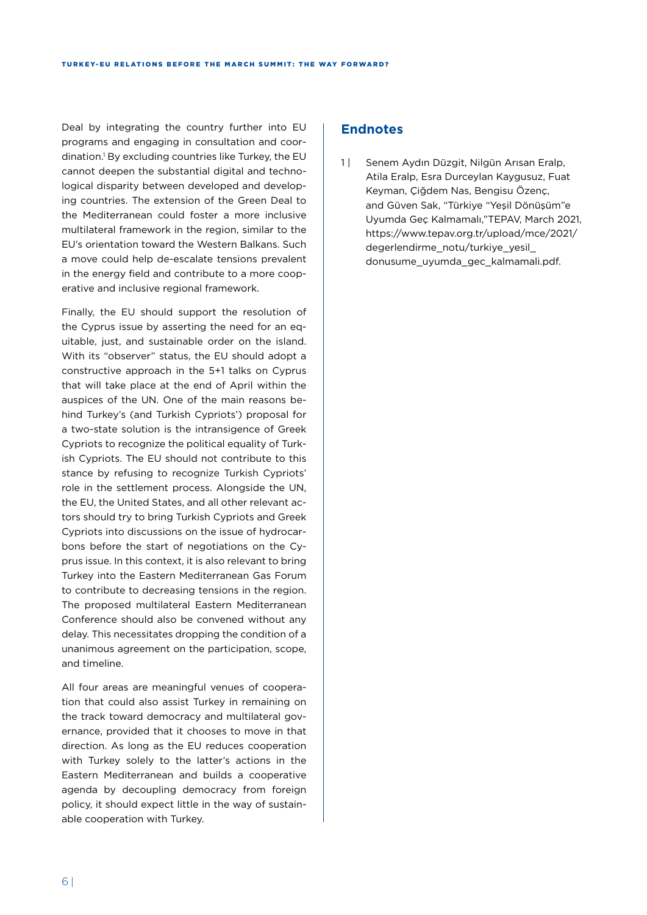Deal by integrating the country further into EU programs and engaging in consultation and coordination.[1] By excluding countries like Turkey, the EU cannot deepen the substantial digital and technological disparity between developed and developing countries. The extension of the Green Deal to the Mediterranean could foster a more inclusive multilateral framework in the region, similar to the EU's orientation toward the Western Balkans. Such a move could help de-escalate tensions prevalent in the energy field and contribute to a more cooperative and inclusive regional framework.

Finally, the EU should support the resolution of the Cyprus issue by asserting the need for an equitable, just, and sustainable order on the island. With its "observer" status, the EU should adopt a constructive approach in the 5+1 talks on Cyprus that will take place at the end of April within the auspices of the UN. One of the main reasons behind Turkey's (and Turkish Cypriots') proposal for a two-state solution is the intransigence of Greek Cypriots to recognize the political equality of Turkish Cypriots. The EU should not contribute to this stance by refusing to recognize Turkish Cypriots' role in the settlement process. Alongside the UN, the EU, the United States, and all other relevant actors should try to bring Turkish Cypriots and Greek Cypriots into discussions on the issue of hydrocarbons before the start of negotiations on the Cyprus issue. In this context, it is also relevant to bring Turkey into the Eastern Mediterranean Gas Forum to contribute to decreasing tensions in the region. The proposed multilateral Eastern Mediterranean Conference should also be convened without any delay. This necessitates dropping the condition of a unanimous agreement on the participation, scope, and timeline.

All four areas are meaningful venues of cooperation that could also assist Turkey in remaining on the track toward democracy and multilateral governance, provided that it chooses to move in that direction. As long as the EU reduces cooperation with Turkey solely to the latter's actions in the Eastern Mediterranean and builds a cooperative agenda by decoupling democracy from foreign policy, it should expect little in the way of sustainable cooperation with Turkey.

## Endnotes

1 | Senem Aydın Düzgit, Nilgün Arısan Eralp, Atila Eralp, Esra Durceylan Kaygusuz, Fuat Keyman, Çiğdem Nas, Bengisu Özenç, and Güven Sak, "Türkiye "Yeşil Dönüşüm"e Uyumda Geç Kalmamalı,"TEPAV, March 2021, https://www.tepav.org.tr/upload/mce/2021/degerlendirme_notu/turkiye_yesil_donusume_uyumda_gec_kalmamali.pdf.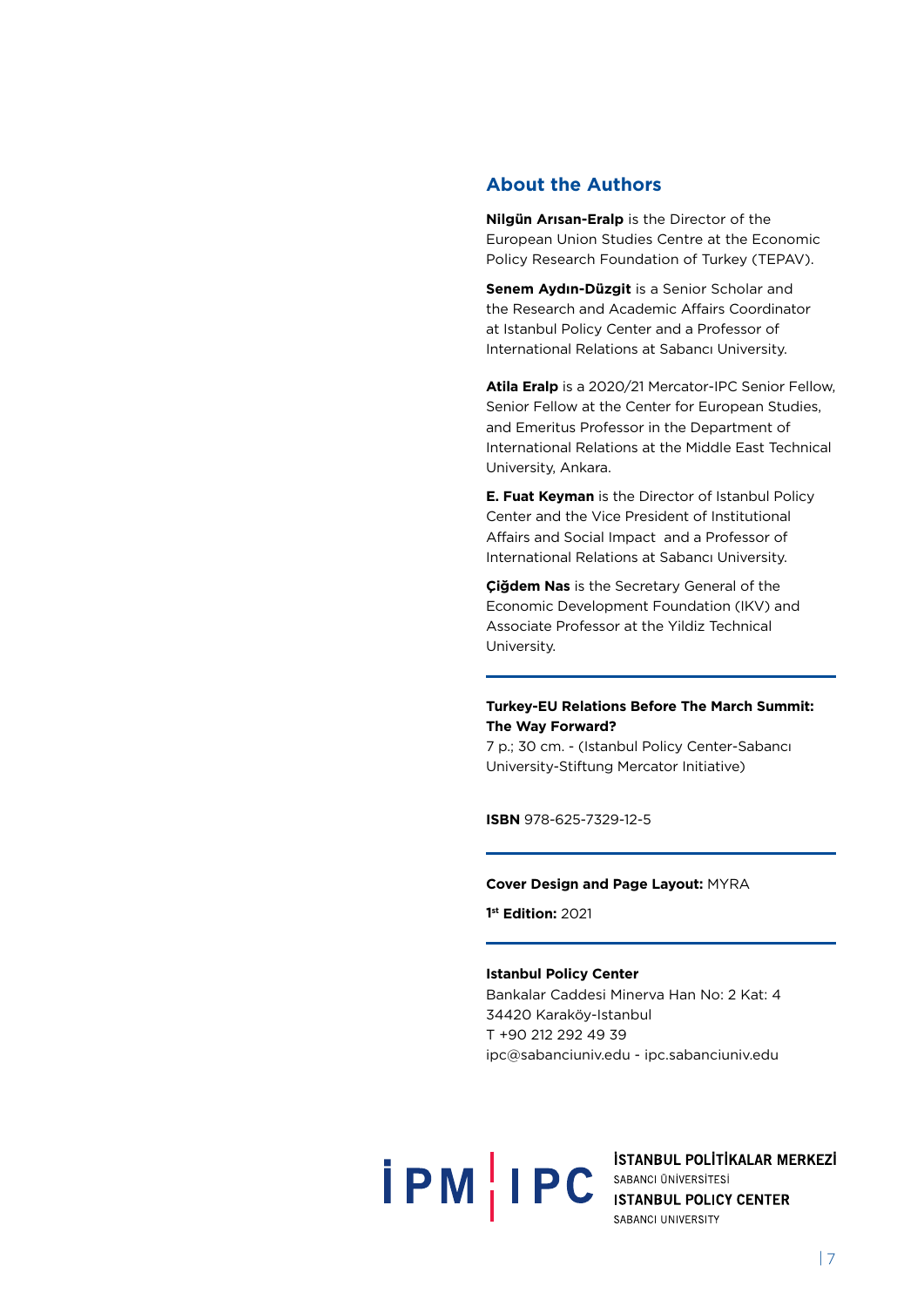## About the Authors

**Nilgün Arısan-Eralp** is the Director of the European Union Studies Centre at the Economic Policy Research Foundation of Turkey (TEPAV).

**Senem Aydın-Düzgit** is a Senior Scholar and the Research and Academic Affairs Coordinator at Istanbul Policy Center and a Professor of International Relations at Sabancı University.

**Atila Eralp** is a 2020/21 Mercator-IPC Senior Fellow, Senior Fellow at the Center for European Studies, and Emeritus Professor in the Department of International Relations at the Middle East Technical University, Ankara.

**E. Fuat Keyman** is the Director of Istanbul Policy Center and the Vice President of Institutional Affairs and Social Impact and a Professor of International Relations at Sabancı University.

**Çiğdem Nas** is the Secretary General of the Economic Development Foundation (IKV) and Associate Professor at the Yildiz Technical University.

---

**Turkey-EU Relations Before The March Summit: The Way Forward?**
7 p.; 30 cm. - (Istanbul Policy Center-Sabancı University-Stiftung Mercator Initiative)

**ISBN** 978-625-7329-12-5

---

**Cover Design and Page Layout:** MYRA

**1st Edition:** 2021

---

**Istanbul Policy Center**
Bankalar Caddesi Minerva Han No: 2 Kat: 4
34420 Karaköy-Istanbul
T +90 212 292 49 39
ipc@sabanciuniv.edu - ipc.sabanciuniv.edu

İPM | IPC İSTANBUL POLİTİKALAR MERKEZİ
SABANCI ÜNİVERSİTESİ
ISTANBUL POLICY CENTER
SABANCI UNIVERSITY